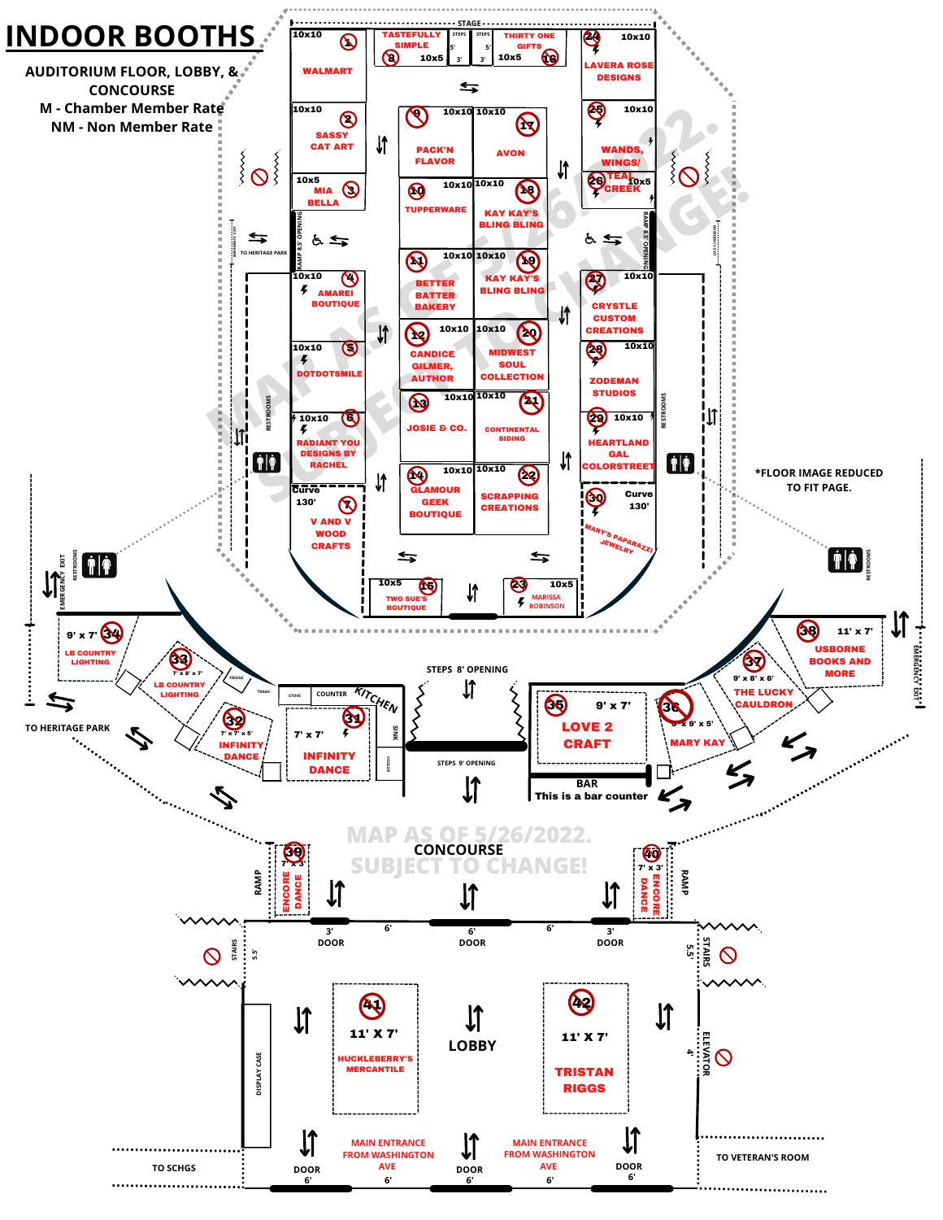# INDOOR BOOTHS

**AUDITORIUM FLOOR, LOBBY, & CONCOURSE**

**M - Chamber Member Rate**

**NM - Non Member Rate**

*FLOOR IMAGE REDUCED TO FIT PAGE.

MAP AS OF 5/26/2022. SUBJECT TO CHANGE!

STAGE

| Booth | Size | Vendor |
|---|---|---|
| 1 | 10x10 | WALMART |
| 2 | 10x10 | SASSY CAT ART |
| 3 | 10x5 | MIA BELLA |
| 4 | 10x10 | AMAREI BOUTIQUE |
| 5 | 10x10 | DOTDOTSMILE |
| 6 | 10x10 | RADIANT YOU DESIGNS BY RACHEL |
| 7 | Curve 130' | V AND V WOOD CRAFTS |
| 8 | 10x5 | TASTEFULLY SIMPLE |
| 9 | 10x10 | PACK'N FLAVOR |
| 10 | 10x10 | TUPPERWARE |
| 11 | 10x10 | BETTER BATTER BAKERY |
| 12 | 10x10 | CANDICE GILMER, AUTHOR |
| 13 | 10x10 | JOSIE & CO. |
| 14 | 10x10 | GLAMOUR GEEK BOUTIQUE |
| 15 | 10x5 | TWO SUE'S BOUTIQUE |
| 16 | 10x5 | THIRTY ONE GIFTS |
| 17 | 10x10 | AVON |
| 18 | 10x10 | KAY KAY'S BLING BLING |
| 19 | 10x10 | KAY KAY'S BLING BLING |
| 20 | 10x10 | MIDWEST SOUL COLLECTION |
| 21 | 10x10 | CONTINENTAL SIDING |
| 22 | 10x10 | SCRAPPING CREATIONS |
| 23 | 10x5 | MARISSA ROBINSON |
| 24 | 10x10 | LAVERA ROSE DESIGNS |
| 25 | 10x10 | WANDS, WINGS/ |
| 26 | 10x5 | TEAL CREEK |
| 27 | 10x10 | CRYSTLE CUSTOM CREATIONS |
| 28 | 10x10 | ZODEMAN STUDIOS |
| 29 | 10x10 | HEARTLAND GAL COLORSTREET |
| 30 | Curve 130' | MARY'S PAPARAZZI JEWELRY |
| 31 | 7' x 7' | INFINITY DANCE |
| 32 | 7' x 7' x 5' | INFINITY DANCE |
| 33 | 7' x 8' x 7' | LB COUNTRY LIGHTING |
| 34 | 9' x 7' | LB COUNTRY LIGHTING |
| 35 | 9' x 7' | LOVE 2 CRAFT |
| 36 | 9' x 9' x 5' | MARY KAY |
| 37 | 9' x 8' x 6' | THE LUCKY CAULDRON |
| 38 | 11' x 7' | USBORNE BOOKS AND MORE |
| 39 | 7' x 3' | ENCORE DANCE |
| 40 | 7' x 3' | ENCORE DANCE |
| 41 | 11' X 7' | HUCKLEBERRY'S MERCANTILE |
| 42 | 11' X 7' | TRISTAN RIGGS |

RAMP 8.5' OPENING · TO HERITAGE PARK · RESTROOMS · EMERGENCY EXIT · STEPS 8' OPENING · STEPS 9' OPENING · KITCHEN · STOVE · COUNTER · SINK · COOLER · FRIDGE · TRASH · BAR — This is a bar counter

CONCOURSE · RAMP · STAIRS · DOOR 3' · DOOR 6' · LOBBY · DISPLAY CASE · ELEVATOR · MAIN ENTRANCE FROM WASHINGTON AVE · TO SCHGS · TO VETERAN'S ROOM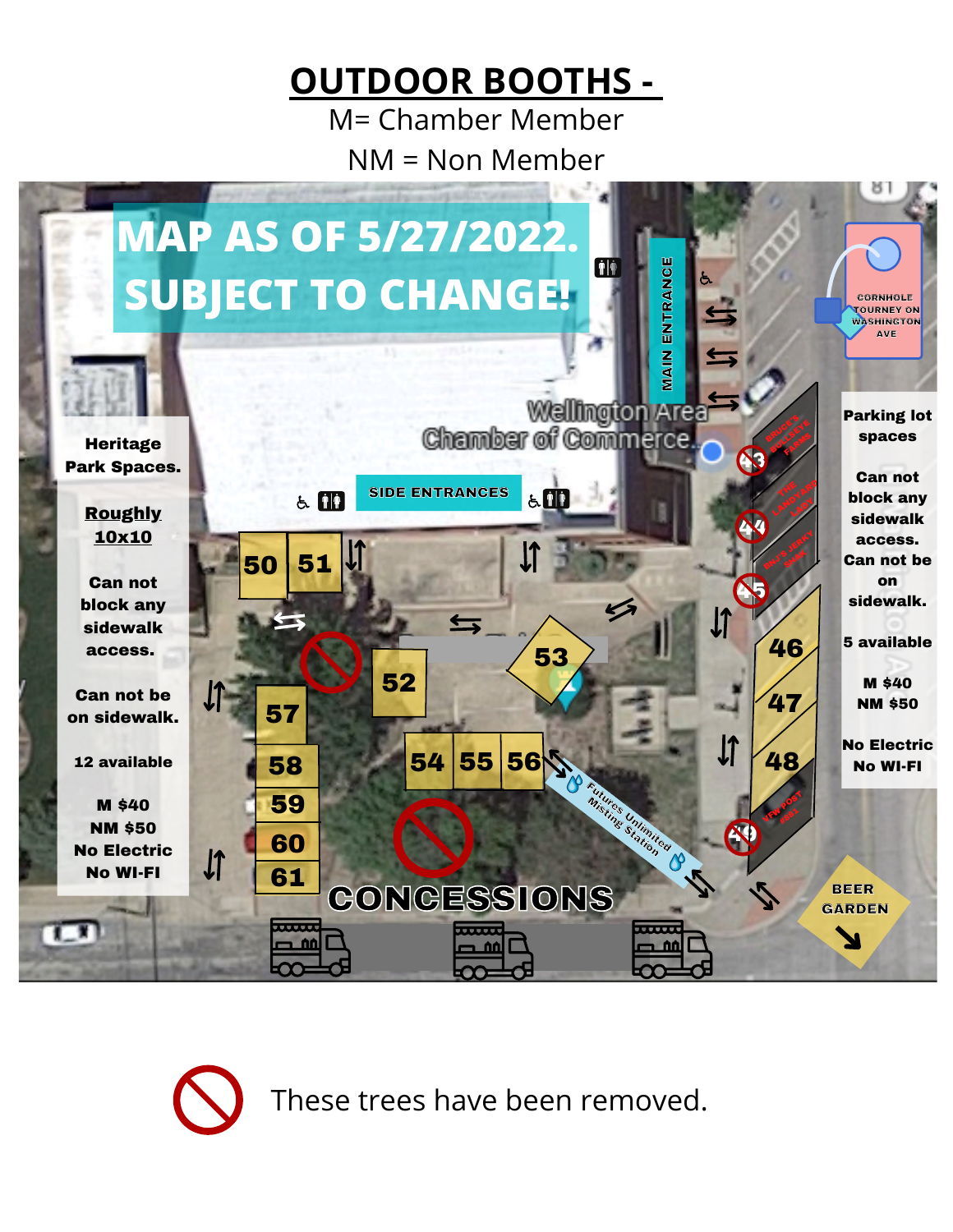# OUTDOOR BOOTHS -

M= Chamber Member

NM = Non Member

MAP AS OF 5/27/2022. SUBJECT TO CHANGE!

MAIN ENTRANCE

Wellington Area Chamber of Commerce

SIDE ENTRANCES

CORNHOLE TOURNEY ON WASHINGTON AVE

**Heritage Park Spaces.**

**Roughly 10x10**

**Can not block any sidewalk access.**

**Can not be on sidewalk.**

**12 available**

**M $40**
**NM $50**
**No Electric**
**No WI-FI**

**Parking lot spaces**

**Can not block any sidewalk access. Can not be on sidewalk.**

**5 available**

**M $40**
**NM $50**

**No Electric**
**No WI-FI**

50 51 52 53 54 55 56 57 58 59 60 61

43 BRUCE'S BULLSEYE FARMS

44 THE LANDYARD LADY

45 BRI'S JERKY SHOP

46 47 48

49 VFW POST #861

Futures Unlimited Misting Station

CONCESSIONS

BEER GARDEN

These trees have been removed.